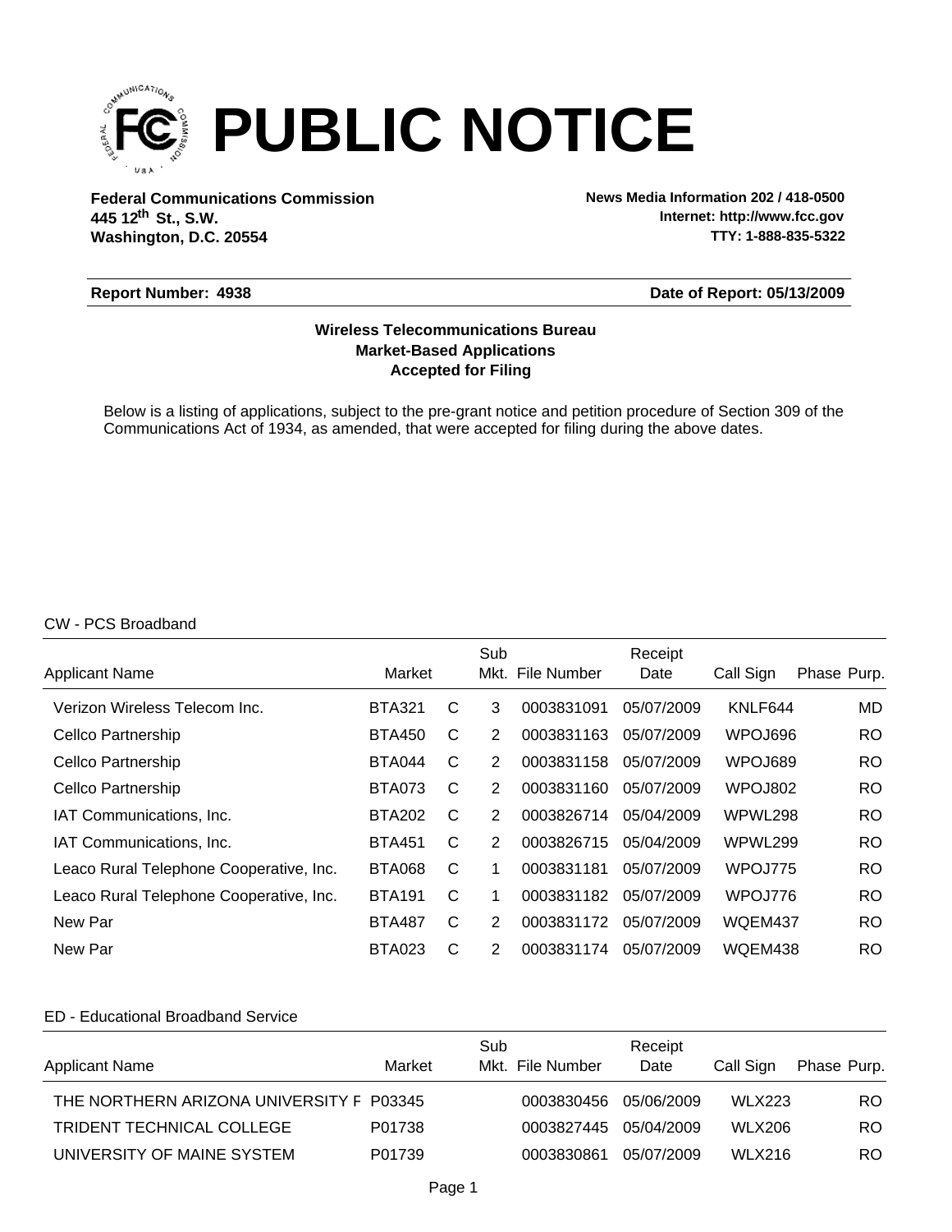# PUBLIC NOTICE

**Federal Communications Commission**
**445 12th St., S.W.**
**Washington, D.C. 20554**

**News Media Information 202 / 418-0500**
**Internet: http://www.fcc.gov**
**TTY: 1-888-835-5322**

**Report Number: 4938** **Date of Report: 05/13/2009**

**Wireless Telecommunications Bureau**
**Market-Based Applications**
**Accepted for Filing**

Below is a listing of applications, subject to the pre-grant notice and petition procedure of Section 309 of the Communications Act of 1934, as amended, that were accepted for filing during the above dates.

CW - PCS Broadband

| Applicant Name | Market | | Sub Mkt. | File Number | Receipt Date | Call Sign | Phase | Purp. |
|---|---|---|---|---|---|---|---|---|
| Verizon Wireless Telecom Inc. | BTA321 | C | 3 | 0003831091 | 05/07/2009 | KNLF644 | | MD |
| Cellco Partnership | BTA450 | C | 2 | 0003831163 | 05/07/2009 | WPOJ696 | | RO |
| Cellco Partnership | BTA044 | C | 2 | 0003831158 | 05/07/2009 | WPOJ689 | | RO |
| Cellco Partnership | BTA073 | C | 2 | 0003831160 | 05/07/2009 | WPOJ802 | | RO |
| IAT Communications, Inc. | BTA202 | C | 2 | 0003826714 | 05/04/2009 | WPWL298 | | RO |
| IAT Communications, Inc. | BTA451 | C | 2 | 0003826715 | 05/04/2009 | WPWL299 | | RO |
| Leaco Rural Telephone Cooperative, Inc. | BTA068 | C | 1 | 0003831181 | 05/07/2009 | WPOJ775 | | RO |
| Leaco Rural Telephone Cooperative, Inc. | BTA191 | C | 1 | 0003831182 | 05/07/2009 | WPOJ776 | | RO |
| New Par | BTA487 | C | 2 | 0003831172 | 05/07/2009 | WQEM437 | | RO |
| New Par | BTA023 | C | 2 | 0003831174 | 05/07/2009 | WQEM438 | | RO |

ED - Educational Broadband Service

| Applicant Name | Market | Sub Mkt. | File Number | Receipt Date | Call Sign | Phase | Purp. |
|---|---|---|---|---|---|---|---|
| THE NORTHERN ARIZONA UNIVERSITY F | P03345 | | 0003830456 | 05/06/2009 | WLX223 | | RO |
| TRIDENT TECHNICAL COLLEGE | P01738 | | 0003827445 | 05/04/2009 | WLX206 | | RO |
| UNIVERSITY OF MAINE SYSTEM | P01739 | | 0003830861 | 05/07/2009 | WLX216 | | RO |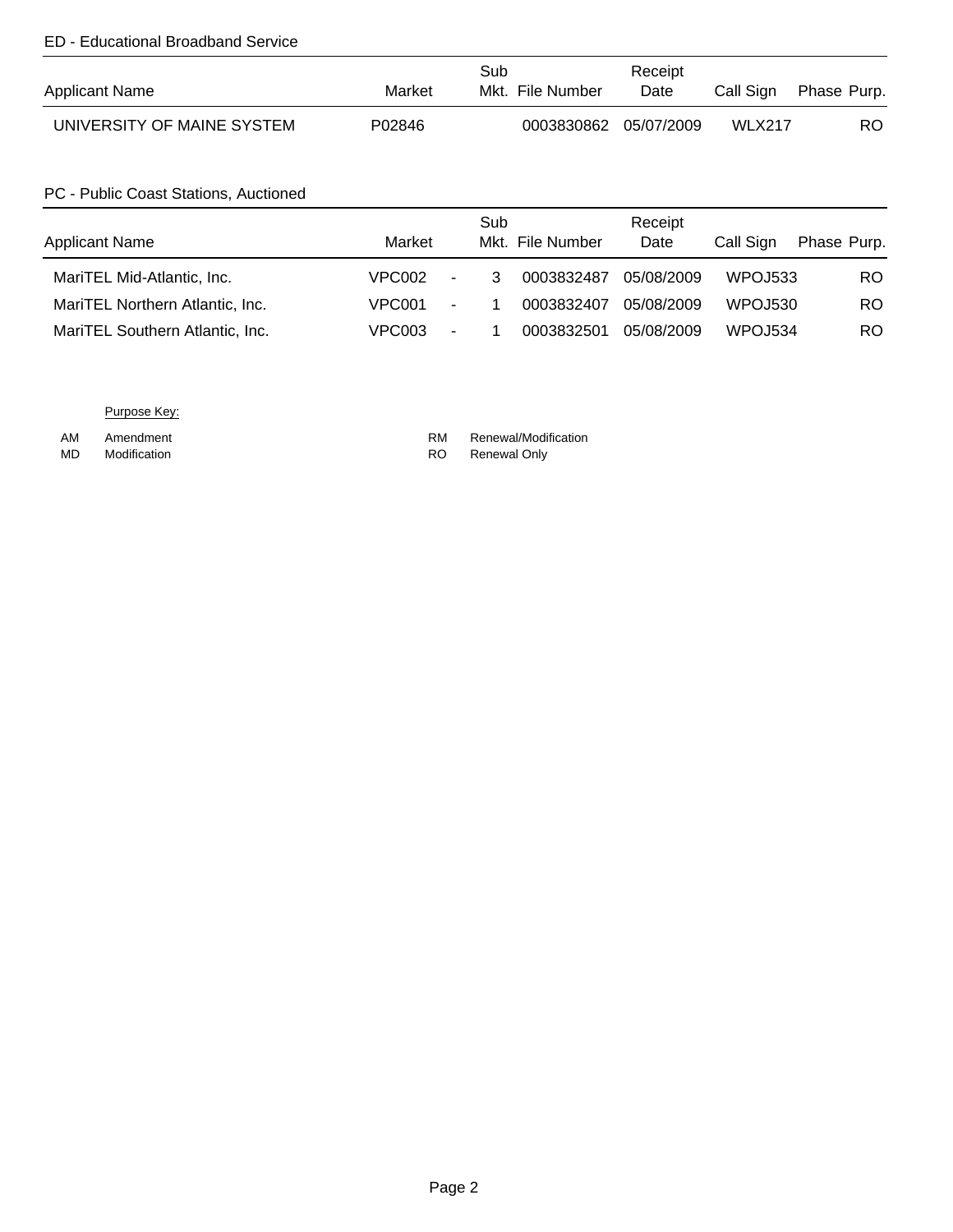ED - Educational Broadband Service

| Applicant Name | Market | | Sub Mkt. | File Number | Receipt Date | Call Sign | Phase | Purp. |
|---|---|---|---|---|---|---|---|---|
| UNIVERSITY OF MAINE SYSTEM | P02846 | | | 0003830862 | 05/07/2009 | WLX217 | | RO |

PC - Public Coast Stations, Auctioned

| Applicant Name | Market | | Sub Mkt. | File Number | Receipt Date | Call Sign | Phase | Purp. |
|---|---|---|---|---|---|---|---|---|
| MariTEL Mid-Atlantic, Inc. | VPC002 | - | 3 | 0003832487 | 05/08/2009 | WPOJ533 | | RO |
| MariTEL Northern Atlantic, Inc. | VPC001 | - | 1 | 0003832407 | 05/08/2009 | WPOJ530 | | RO |
| MariTEL Southern Atlantic, Inc. | VPC003 | - | 1 | 0003832501 | 05/08/2009 | WPOJ534 | | RO |

Purpose Key:

| | | | |
|---|---|---|---|
| AM | Amendment | RM | Renewal/Modification |
| MD | Modification | RO | Renewal Only |